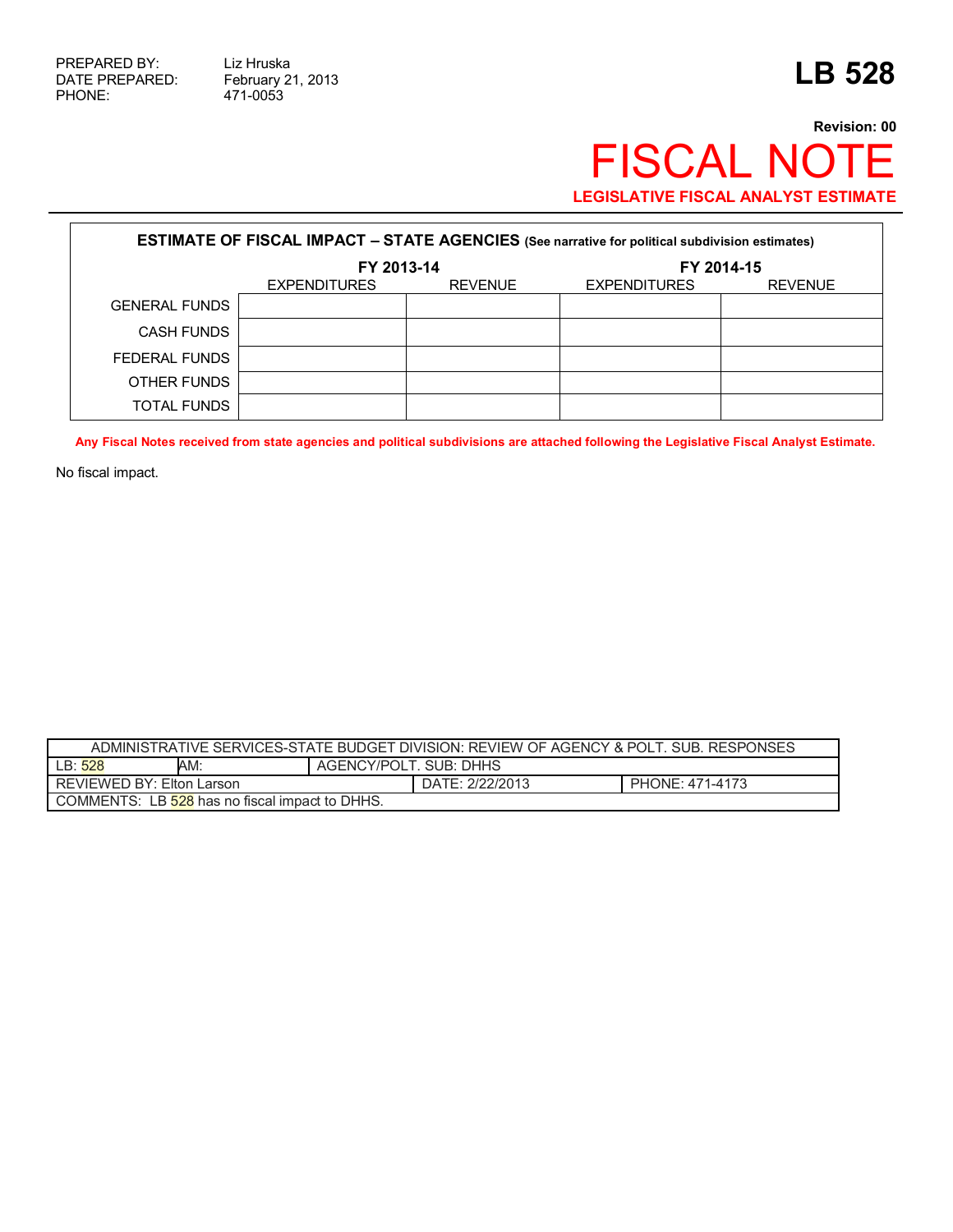PREPARED BY: Liz Hruska
DATE PREPARED: February 21, 2013
PHONE: 471-0053

# LB 528

**Revision: 00**

# FISCAL NOTE

**LEGISLATIVE FISCAL ANALYST ESTIMATE**

| **ESTIMATE OF FISCAL IMPACT – STATE AGENCIES** (See narrative for political subdivision estimates) | | | | |
|---|---|---|---|---|
| | **FY 2013-14** | | **FY 2014-15** | |
| | EXPENDITURES | REVENUE | EXPENDITURES | REVENUE |
| GENERAL FUNDS | | | | |
| CASH FUNDS | | | | |
| FEDERAL FUNDS | | | | |
| OTHER FUNDS | | | | |
| TOTAL FUNDS | | | | |

**Any Fiscal Notes received from state agencies and political subdivisions are attached following the Legislative Fiscal Analyst Estimate.**

No fiscal impact.

| ADMINISTRATIVE SERVICES-STATE BUDGET DIVISION: REVIEW OF AGENCY & POLT. SUB. RESPONSES | | | | |
|---|---|---|---|---|
| LB: 528 | AM: | AGENCY/POLT. SUB: DHHS | | |
| REVIEWED BY: Elton Larson | | | DATE: 2/22/2013 | PHONE: 471-4173 |
| COMMENTS: LB 528 has no fiscal impact to DHHS. | | | | |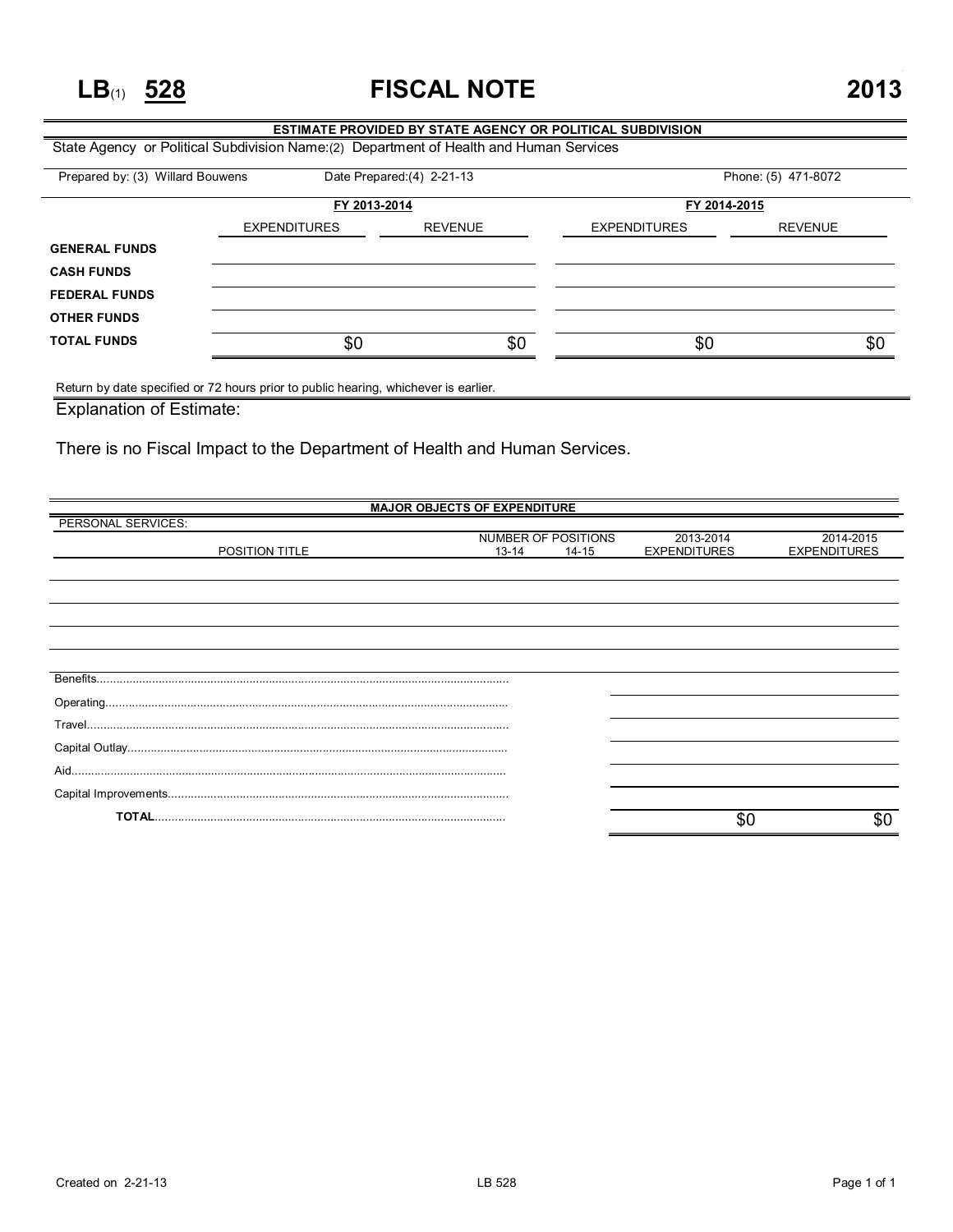# LB(1) 528 FISCAL NOTE 2013

**ESTIMATE PROVIDED BY STATE AGENCY OR POLITICAL SUBDIVISION**

State Agency or Political Subdivision Name:(2) Department of Health and Human Services

Prepared by: (3) Willard Bouwens | Date Prepared:(4) 2-21-13 | Phone: (5) 471-8072

| | FY 2013-2014 | | FY 2014-2015 | |
|---|---|---|---|---|
| | EXPENDITURES | REVENUE | EXPENDITURES | REVENUE |
| **GENERAL FUNDS** | | | | |
| **CASH FUNDS** | | | | |
| **FEDERAL FUNDS** | | | | |
| **OTHER FUNDS** | | | | |
| **TOTAL FUNDS** | $0 | $0 | $0 | $0 |

Return by date specified or 72 hours prior to public hearing, whichever is earlier.

Explanation of Estimate:

There is no Fiscal Impact to the Department of Health and Human Services.

**MAJOR OBJECTS OF EXPENDITURE**

PERSONAL SERVICES:

| POSITION TITLE | NUMBER OF POSITIONS 13-14 | NUMBER OF POSITIONS 14-15 | 2013-2014 EXPENDITURES | 2014-2015 EXPENDITURES |
|---|---|---|---|---|
| | | | | |
| Benefits | | | | |
| Operating | | | | |
| Travel | | | | |
| Capital Outlay | | | | |
| Aid | | | | |
| Capital Improvements | | | | |
| **TOTAL** | | | $0 | $0 |